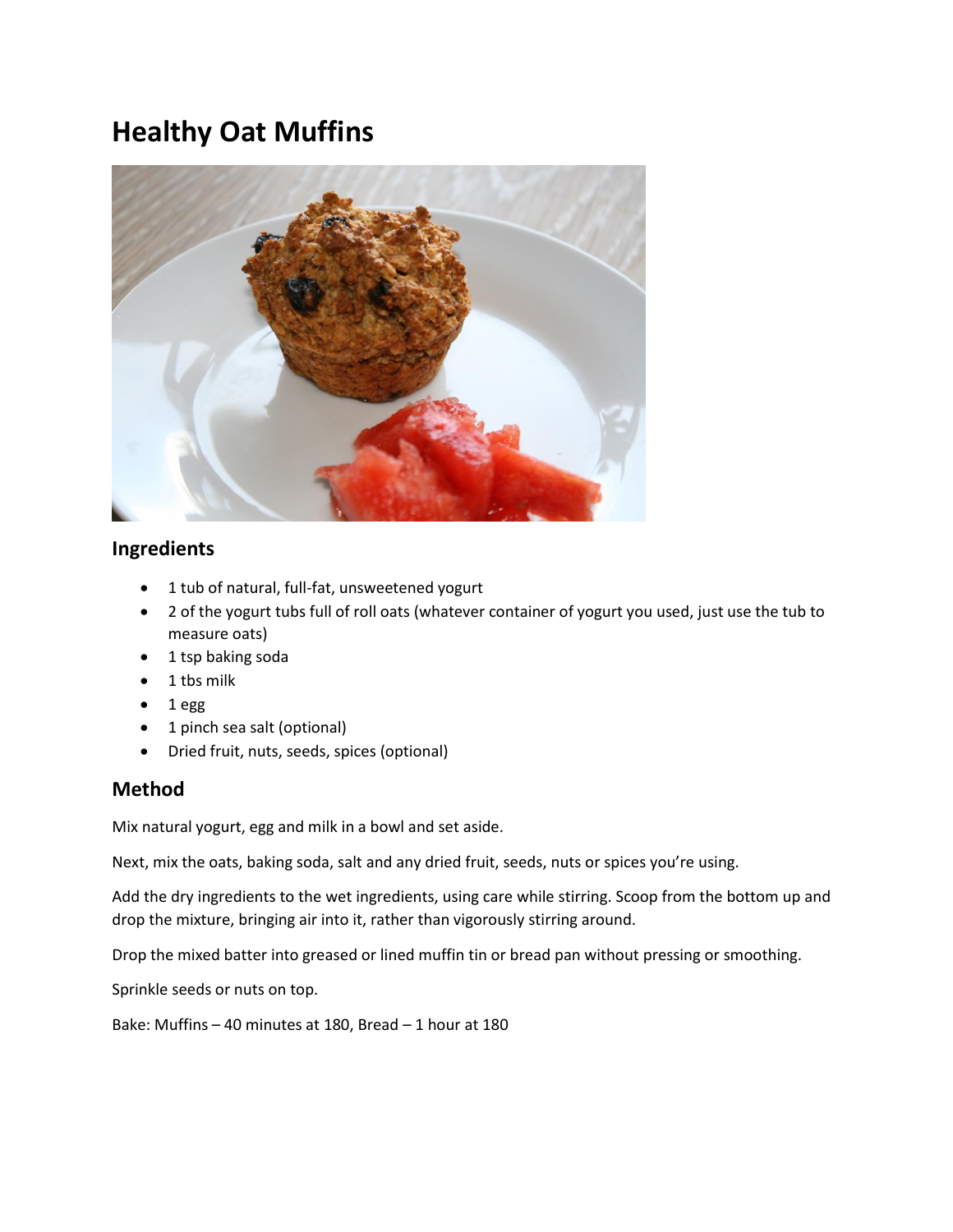# Healthy Oat Muffins

## Ingredients

- 1 tub of natural, full-fat, unsweetened yogurt
- 2 of the yogurt tubs full of roll oats (whatever container of yogurt you used, just use the tub to measure oats)
- 1 tsp baking soda
- 1 tbs milk
- 1 egg
- 1 pinch sea salt (optional)
- Dried fruit, nuts, seeds, spices (optional)

## Method

Mix natural yogurt, egg and milk in a bowl and set aside.

Next, mix the oats, baking soda, salt and any dried fruit, seeds, nuts or spices you're using.

Add the dry ingredients to the wet ingredients, using care while stirring. Scoop from the bottom up and drop the mixture, bringing air into it, rather than vigorously stirring around.

Drop the mixed batter into greased or lined muffin tin or bread pan without pressing or smoothing.

Sprinkle seeds or nuts on top.

Bake: Muffins – 40 minutes at 180, Bread – 1 hour at 180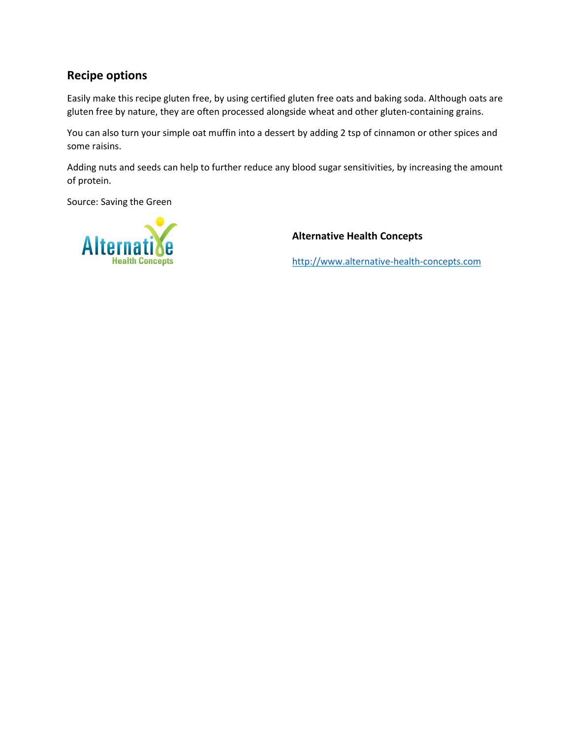## Recipe options

Easily make this recipe gluten free, by using certified gluten free oats and baking soda. Although oats are gluten free by nature, they are often processed alongside wheat and other gluten-containing grains.

You can also turn your simple oat muffin into a dessert by adding 2 tsp of cinnamon or other spices and some raisins.

Adding nuts and seeds can help to further reduce any blood sugar sensitivities, by increasing the amount of protein.

Source: Saving the Green

**Alternative Health Concepts**

http://www.alternative-health-concepts.com